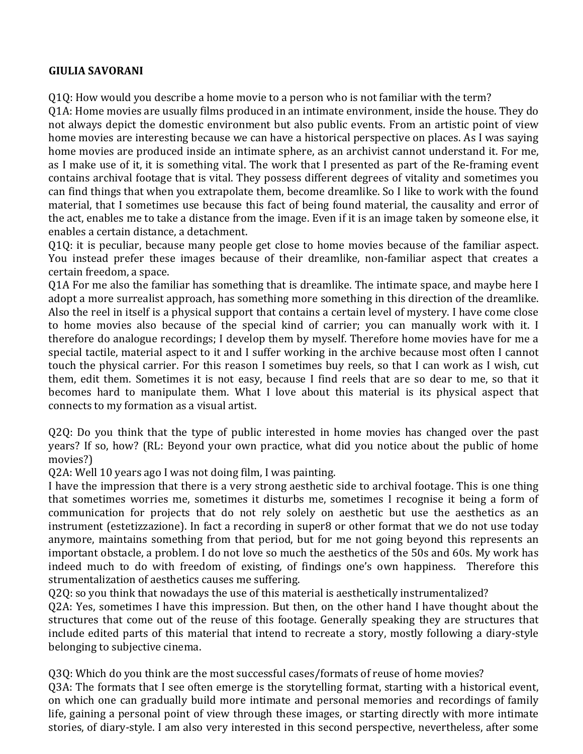**GIULIA SAVORANI**

Q1Q: How would you describe a home movie to a person who is not familiar with the term?
Q1A: Home movies are usually films produced in an intimate environment, inside the house. They do not always depict the domestic environment but also public events. From an artistic point of view home movies are interesting because we can have a historical perspective on places. As I was saying home movies are produced inside an intimate sphere, as an archivist cannot understand it. For me, as I make use of it, it is something vital. The work that I presented as part of the Re-framing event contains archival footage that is vital. They possess different degrees of vitality and sometimes you can find things that when you extrapolate them, become dreamlike. So I like to work with the found material, that I sometimes use because this fact of being found material, the causality and error of the act, enables me to take a distance from the image. Even if it is an image taken by someone else, it enables a certain distance, a detachment.
Q1Q: it is peculiar, because many people get close to home movies because of the familiar aspect. You instead prefer these images because of their dreamlike, non-familiar aspect that creates a certain freedom, a space.
Q1A For me also the familiar has something that is dreamlike. The intimate space, and maybe here I adopt a more surrealist approach, has something more something in this direction of the dreamlike. Also the reel in itself is a physical support that contains a certain level of mystery. I have come close to home movies also because of the special kind of carrier; you can manually work with it. I therefore do analogue recordings; I develop them by myself. Therefore home movies have for me a special tactile, material aspect to it and I suffer working in the archive because most often I cannot touch the physical carrier. For this reason I sometimes buy reels, so that I can work as I wish, cut them, edit them. Sometimes it is not easy, because I find reels that are so dear to me, so that it becomes hard to manipulate them. What I love about this material is its physical aspect that connects to my formation as a visual artist.

Q2Q: Do you think that the type of public interested in home movies has changed over the past years? If so, how? (RL: Beyond your own practice, what did you notice about the public of home movies?)
Q2A: Well 10 years ago I was not doing film, I was painting.
I have the impression that there is a very strong aesthetic side to archival footage. This is one thing that sometimes worries me, sometimes it disturbs me, sometimes I recognise it being a form of communication for projects that do not rely solely on aesthetic but use the aesthetics as an instrument (estetizzazione). In fact a recording in super8 or other format that we do not use today anymore, maintains something from that period, but for me not going beyond this represents an important obstacle, a problem. I do not love so much the aesthetics of the 50s and 60s. My work has indeed much to do with freedom of existing, of findings one's own happiness. Therefore this strumentalization of aesthetics causes me suffering.
Q2Q: so you think that nowadays the use of this material is aesthetically instrumentalized?
Q2A: Yes, sometimes I have this impression. But then, on the other hand I have thought about the structures that come out of the reuse of this footage. Generally speaking they are structures that include edited parts of this material that intend to recreate a story, mostly following a diary-style belonging to subjective cinema.

Q3Q: Which do you think are the most successful cases/formats of reuse of home movies?
Q3A: The formats that I see often emerge is the storytelling format, starting with a historical event, on which one can gradually build more intimate and personal memories and recordings of family life, gaining a personal point of view through these images, or starting directly with more intimate stories, of diary-style. I am also very interested in this second perspective, nevertheless, after some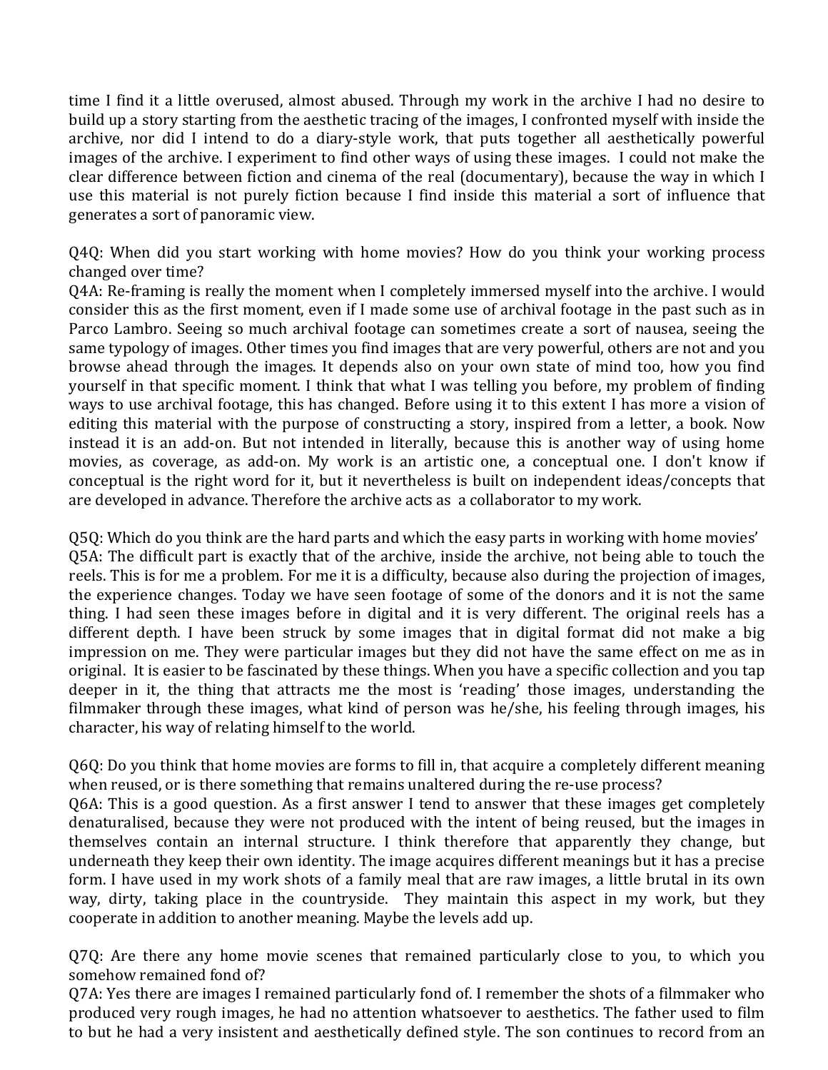time I find it a little overused, almost abused. Through my work in the archive I had no desire to build up a story starting from the aesthetic tracing of the images, I confronted myself with inside the archive, nor did I intend to do a diary-style work, that puts together all aesthetically powerful images of the archive. I experiment to find other ways of using these images. I could not make the clear difference between fiction and cinema of the real (documentary), because the way in which I use this material is not purely fiction because I find inside this material a sort of influence that generates a sort of panoramic view.

Q4Q: When did you start working with home movies? How do you think your working process changed over time?
Q4A: Re-framing is really the moment when I completely immersed myself into the archive. I would consider this as the first moment, even if I made some use of archival footage in the past such as in Parco Lambro. Seeing so much archival footage can sometimes create a sort of nausea, seeing the same typology of images. Other times you find images that are very powerful, others are not and you browse ahead through the images. It depends also on your own state of mind too, how you find yourself in that specific moment. I think that what I was telling you before, my problem of finding ways to use archival footage, this has changed. Before using it to this extent I has more a vision of editing this material with the purpose of constructing a story, inspired from a letter, a book. Now instead it is an add-on. But not intended in literally, because this is another way of using home movies, as coverage, as add-on. My work is an artistic one, a conceptual one. I don't know if conceptual is the right word for it, but it nevertheless is built on independent ideas/concepts that are developed in advance. Therefore the archive acts as a collaborator to my work.

Q5Q: Which do you think are the hard parts and which the easy parts in working with home movies'
Q5A: The difficult part is exactly that of the archive, inside the archive, not being able to touch the reels. This is for me a problem. For me it is a difficulty, because also during the projection of images, the experience changes. Today we have seen footage of some of the donors and it is not the same thing. I had seen these images before in digital and it is very different. The original reels has a different depth. I have been struck by some images that in digital format did not make a big impression on me. They were particular images but they did not have the same effect on me as in original. It is easier to be fascinated by these things. When you have a specific collection and you tap deeper in it, the thing that attracts me the most is 'reading' those images, understanding the filmmaker through these images, what kind of person was he/she, his feeling through images, his character, his way of relating himself to the world.

Q6Q: Do you think that home movies are forms to fill in, that acquire a completely different meaning when reused, or is there something that remains unaltered during the re-use process?
Q6A: This is a good question. As a first answer I tend to answer that these images get completely denaturalised, because they were not produced with the intent of being reused, but the images in themselves contain an internal structure. I think therefore that apparently they change, but underneath they keep their own identity. The image acquires different meanings but it has a precise form. I have used in my work shots of a family meal that are raw images, a little brutal in its own way, dirty, taking place in the countryside. They maintain this aspect in my work, but they cooperate in addition to another meaning. Maybe the levels add up.

Q7Q: Are there any home movie scenes that remained particularly close to you, to which you somehow remained fond of?
Q7A: Yes there are images I remained particularly fond of. I remember the shots of a filmmaker who produced very rough images, he had no attention whatsoever to aesthetics. The father used to film to but he had a very insistent and aesthetically defined style. The son continues to record from an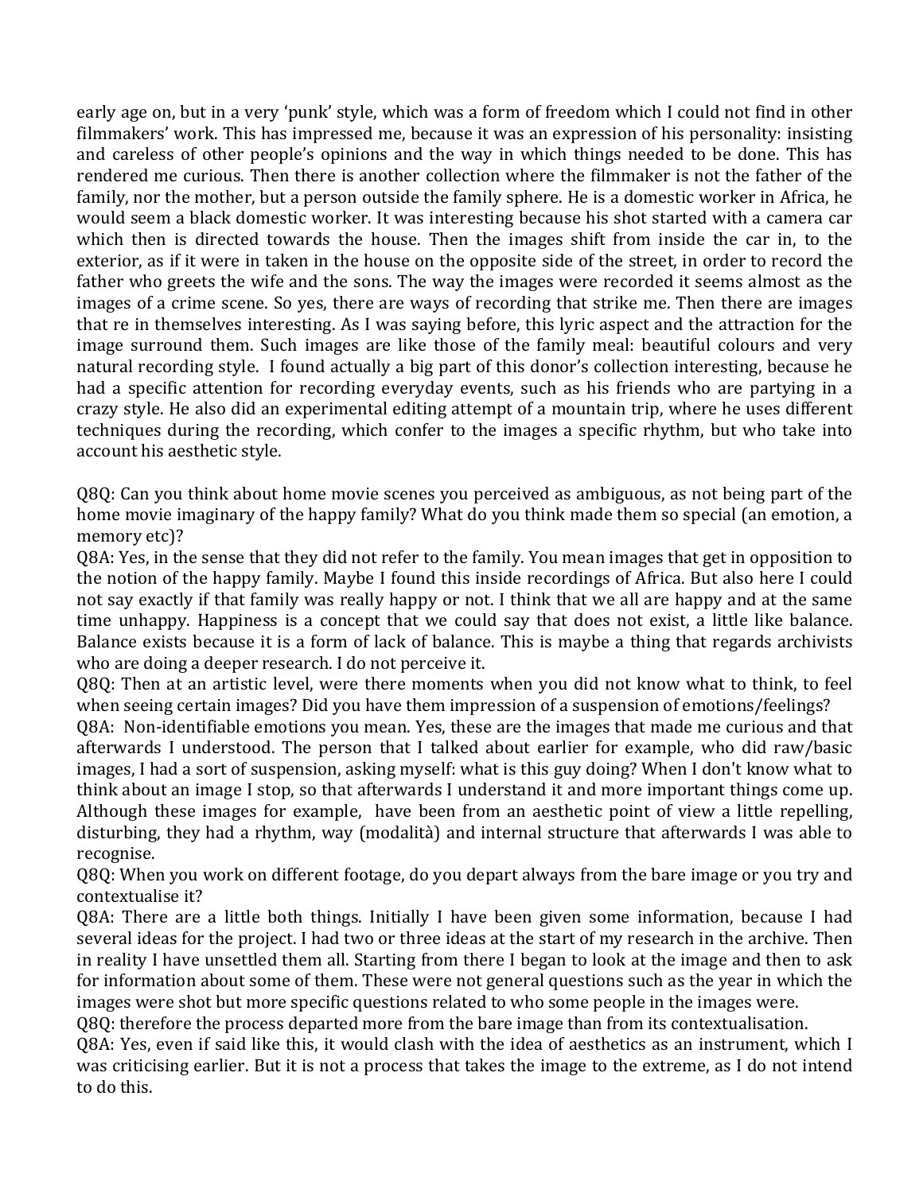early age on, but in a very 'punk' style, which was a form of freedom which I could not find in other filmmakers' work. This has impressed me, because it was an expression of his personality: insisting and careless of other people's opinions and the way in which things needed to be done. This has rendered me curious. Then there is another collection where the filmmaker is not the father of the family, nor the mother, but a person outside the family sphere. He is a domestic worker in Africa, he would seem a black domestic worker. It was interesting because his shot started with a camera car which then is directed towards the house. Then the images shift from inside the car in, to the exterior, as if it were in taken in the house on the opposite side of the street, in order to record the father who greets the wife and the sons. The way the images were recorded it seems almost as the images of a crime scene. So yes, there are ways of recording that strike me. Then there are images that re in themselves interesting. As I was saying before, this lyric aspect and the attraction for the image surround them. Such images are like those of the family meal: beautiful colours and very natural recording style. I found actually a big part of this donor's collection interesting, because he had a specific attention for recording everyday events, such as his friends who are partying in a crazy style. He also did an experimental editing attempt of a mountain trip, where he uses different techniques during the recording, which confer to the images a specific rhythm, but who take into account his aesthetic style.

Q8Q: Can you think about home movie scenes you perceived as ambiguous, as not being part of the home movie imaginary of the happy family? What do you think made them so special (an emotion, a memory etc)?

Q8A: Yes, in the sense that they did not refer to the family. You mean images that get in opposition to the notion of the happy family. Maybe I found this inside recordings of Africa. But also here I could not say exactly if that family was really happy or not. I think that we all are happy and at the same time unhappy. Happiness is a concept that we could say that does not exist, a little like balance. Balance exists because it is a form of lack of balance. This is maybe a thing that regards archivists who are doing a deeper research. I do not perceive it.

Q8Q: Then at an artistic level, were there moments when you did not know what to think, to feel when seeing certain images? Did you have them impression of a suspension of emotions/feelings?

Q8A: Non-identifiable emotions you mean. Yes, these are the images that made me curious and that afterwards I understood. The person that I talked about earlier for example, who did raw/basic images, I had a sort of suspension, asking myself: what is this guy doing? When I don't know what to think about an image I stop, so that afterwards I understand it and more important things come up. Although these images for example, have been from an aesthetic point of view a little repelling, disturbing, they had a rhythm, way (modalità) and internal structure that afterwards I was able to recognise.

Q8Q: When you work on different footage, do you depart always from the bare image or you try and contextualise it?

Q8A: There are a little both things. Initially I have been given some information, because I had several ideas for the project. I had two or three ideas at the start of my research in the archive. Then in reality I have unsettled them all. Starting from there I began to look at the image and then to ask for information about some of them. These were not general questions such as the year in which the images were shot but more specific questions related to who some people in the images were.

Q8Q: therefore the process departed more from the bare image than from its contextualisation.

Q8A: Yes, even if said like this, it would clash with the idea of aesthetics as an instrument, which I was criticising earlier. But it is not a process that takes the image to the extreme, as I do not intend to do this.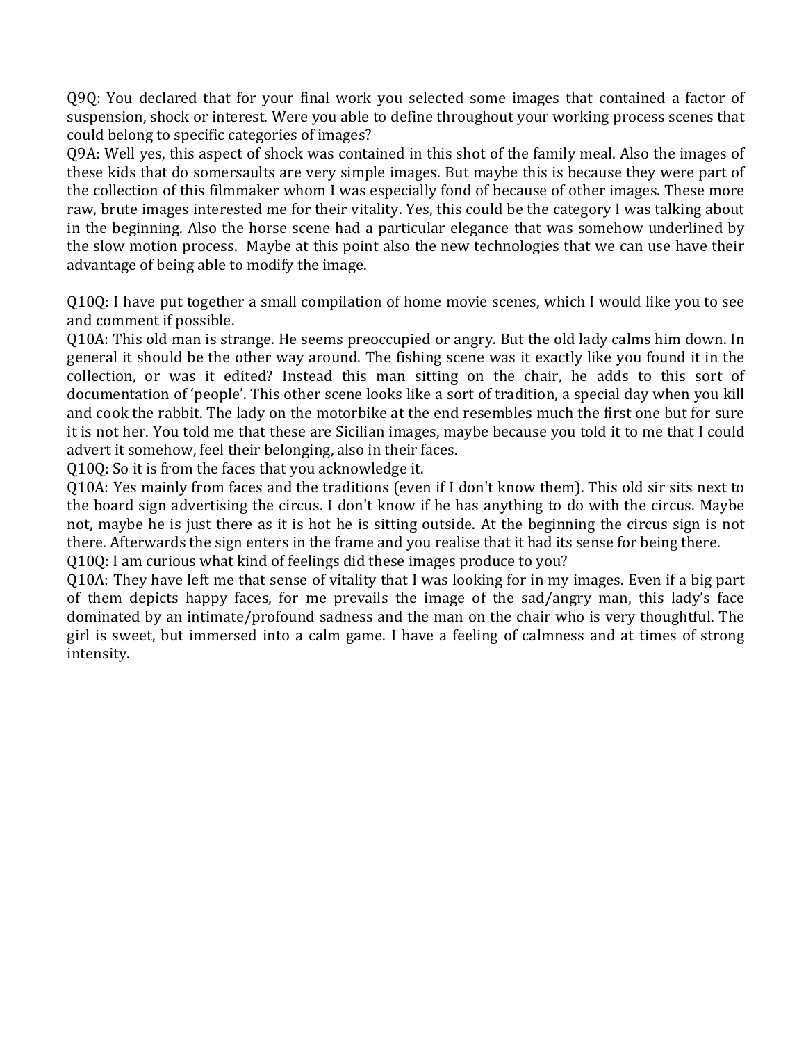Q9Q: You declared that for your final work you selected some images that contained a factor of suspension, shock or interest. Were you able to define throughout your working process scenes that could belong to specific categories of images?

Q9A: Well yes, this aspect of shock was contained in this shot of the family meal. Also the images of these kids that do somersaults are very simple images. But maybe this is because they were part of the collection of this filmmaker whom I was especially fond of because of other images. These more raw, brute images interested me for their vitality. Yes, this could be the category I was talking about in the beginning. Also the horse scene had a particular elegance that was somehow underlined by the slow motion process. Maybe at this point also the new technologies that we can use have their advantage of being able to modify the image.

Q10Q: I have put together a small compilation of home movie scenes, which I would like you to see and comment if possible.

Q10A: This old man is strange. He seems preoccupied or angry. But the old lady calms him down. In general it should be the other way around. The fishing scene was it exactly like you found it in the collection, or was it edited? Instead this man sitting on the chair, he adds to this sort of documentation of 'people'. This other scene looks like a sort of tradition, a special day when you kill and cook the rabbit. The lady on the motorbike at the end resembles much the first one but for sure it is not her. You told me that these are Sicilian images, maybe because you told it to me that I could advert it somehow, feel their belonging, also in their faces.

Q10Q: So it is from the faces that you acknowledge it.

Q10A: Yes mainly from faces and the traditions (even if I don't know them). This old sir sits next to the board sign advertising the circus. I don't know if he has anything to do with the circus. Maybe not, maybe he is just there as it is hot he is sitting outside. At the beginning the circus sign is not there. Afterwards the sign enters in the frame and you realise that it had its sense for being there.

Q10Q: I am curious what kind of feelings did these images produce to you?

Q10A: They have left me that sense of vitality that I was looking for in my images. Even if a big part of them depicts happy faces, for me prevails the image of the sad/angry man, this lady's face dominated by an intimate/profound sadness and the man on the chair who is very thoughtful. The girl is sweet, but immersed into a calm game. I have a feeling of calmness and at times of strong intensity.